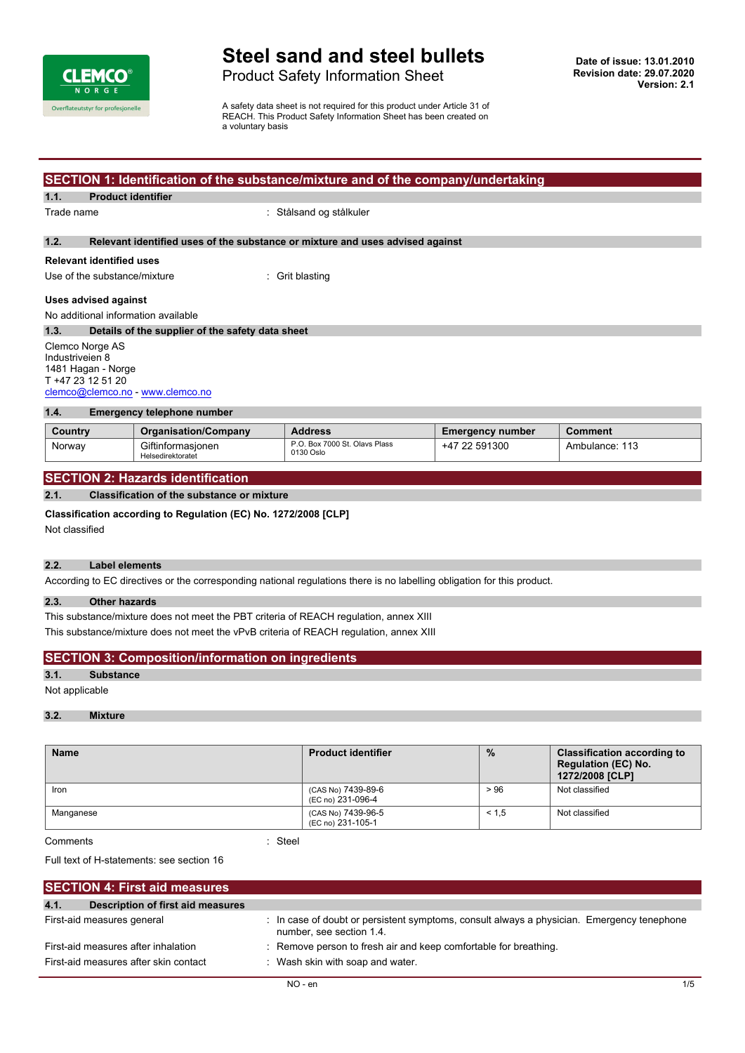# Steel sand and steel bullets

Product Safety Information Sheet

**Date of issue: 13.01.2010**
**Revision date: 29.07.2020**
**Version: 2.1**

A safety data sheet is not required for this product under Article 31 of REACH. This Product Safety Information Sheet has been created on a voluntary basis

## SECTION 1: Identification of the substance/mixture and of the company/undertaking

### 1.1. Product identifier

Trade name : Stålsand og stålkuler

### 1.2. Relevant identified uses of the substance or mixture and uses advised against

**Relevant identified uses**

Use of the substance/mixture : Grit blasting

**Uses advised against**

No additional information available

### 1.3. Details of the supplier of the safety data sheet

Clemco Norge AS
Industriveien 8
1481 Hagan - Norge
T +47 23 12 51 20
clemco@clemco.no - www.clemco.no

### 1.4. Emergency telephone number

| Country | Organisation/Company | Address | Emergency number | Comment |
|---|---|---|---|---|
| Norway | Giftinformasjonen Helsedirektoratet | P.O. Box 7000 St. Olavs Plass 0130 Oslo | +47 22 591300 | Ambulance: 113 |

## SECTION 2: Hazards identification

### 2.1. Classification of the substance or mixture

**Classification according to Regulation (EC) No. 1272/2008 [CLP]**

Not classified

### 2.2. Label elements

According to EC directives or the corresponding national regulations there is no labelling obligation for this product.

### 2.3. Other hazards

This substance/mixture does not meet the PBT criteria of REACH regulation, annex XIII

This substance/mixture does not meet the vPvB criteria of REACH regulation, annex XIII

## SECTION 3: Composition/information on ingredients

### 3.1. Substance

Not applicable

### 3.2. Mixture

| Name | Product identifier | % | Classification according to Regulation (EC) No. 1272/2008 [CLP] |
|---|---|---|---|
| Iron | (CAS No) 7439-89-6 (EC no) 231-096-4 | > 96 | Not classified |
| Manganese | (CAS No) 7439-96-5 (EC no) 231-105-1 | < 1,5 | Not classified |

Comments : Steel

Full text of H-statements: see section 16

## SECTION 4: First aid measures

### 4.1. Description of first aid measures

First-aid measures general : In case of doubt or persistent symptoms, consult always a physician. Emergency tenephone number, see section 1.4.

First-aid measures after inhalation : Remove person to fresh air and keep comfortable for breathing.

First-aid measures after skin contact : Wash skin with soap and water.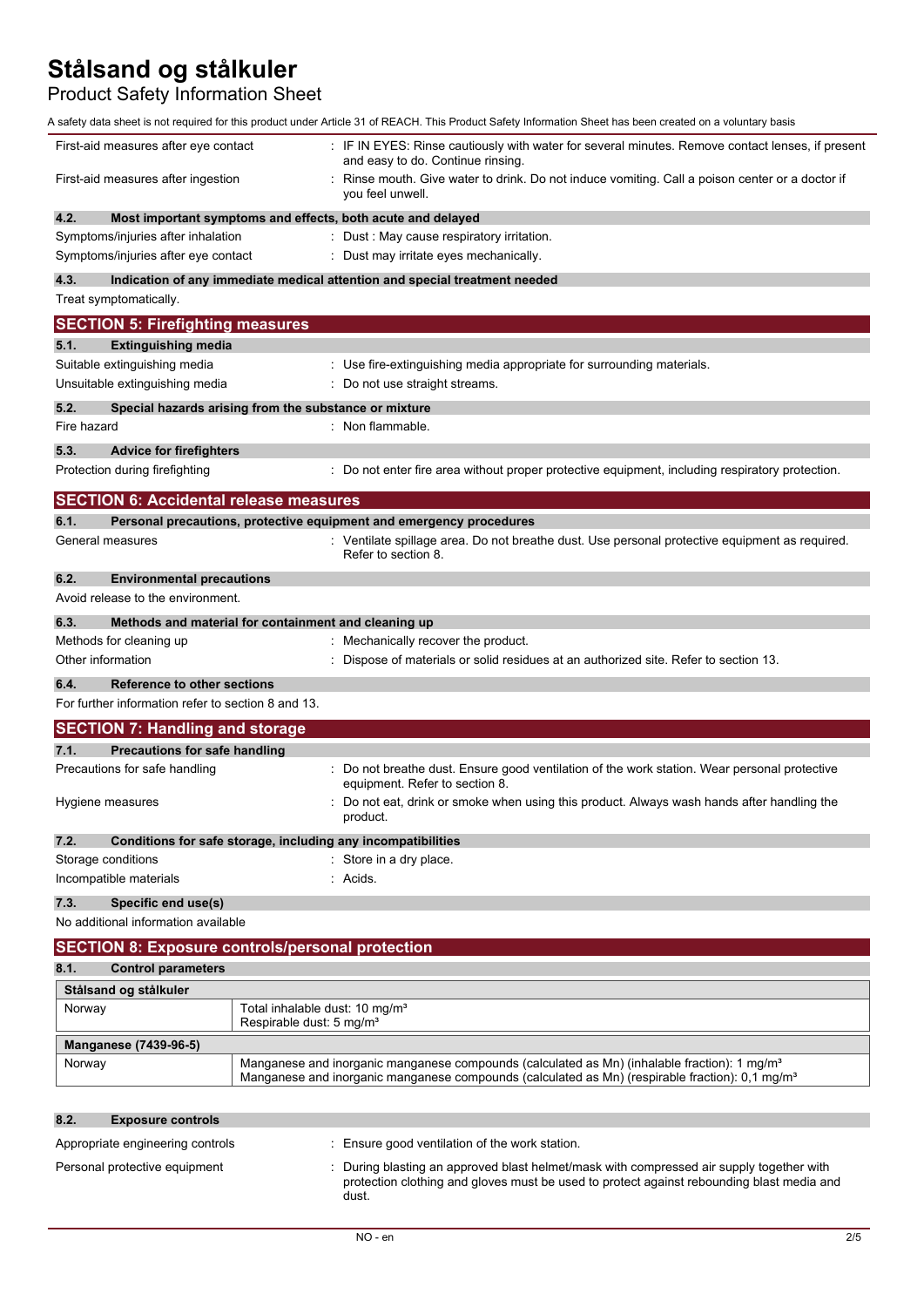First-aid measures after eye contact : IF IN EYES: Rinse cautiously with water for several minutes. Remove contact lenses, if present and easy to do. Continue rinsing.

First-aid measures after ingestion : Rinse mouth. Give water to drink. Do not induce vomiting. Call a poison center or a doctor if you feel unwell.

### 4.2. Most important symptoms and effects, both acute and delayed

Symptoms/injuries after inhalation : Dust : May cause respiratory irritation.

Symptoms/injuries after eye contact : Dust may irritate eyes mechanically.

### 4.3. Indication of any immediate medical attention and special treatment needed

Treat symptomatically.

## SECTION 5: Firefighting measures

### 5.1. Extinguishing media

Suitable extinguishing media : Use fire-extinguishing media appropriate for surrounding materials.

Unsuitable extinguishing media : Do not use straight streams.

### 5.2. Special hazards arising from the substance or mixture

Fire hazard : Non flammable.

### 5.3. Advice for firefighters

Protection during firefighting : Do not enter fire area without proper protective equipment, including respiratory protection.

## SECTION 6: Accidental release measures

### 6.1. Personal precautions, protective equipment and emergency procedures

General measures : Ventilate spillage area. Do not breathe dust. Use personal protective equipment as required. Refer to section 8.

### 6.2. Environmental precautions

Avoid release to the environment.

### 6.3. Methods and material for containment and cleaning up

Methods for cleaning up : Mechanically recover the product.

Other information : Dispose of materials or solid residues at an authorized site. Refer to section 13.

### 6.4. Reference to other sections

For further information refer to section 8 and 13.

## SECTION 7: Handling and storage

### 7.1. Precautions for safe handling

Precautions for safe handling : Do not breathe dust. Ensure good ventilation of the work station. Wear personal protective equipment. Refer to section 8.

Hygiene measures : Do not eat, drink or smoke when using this product. Always wash hands after handling the product.

### 7.2. Conditions for safe storage, including any incompatibilities

Storage conditions : Store in a dry place.

Incompatible materials : Acids.

### 7.3. Specific end use(s)

No additional information available

## SECTION 8: Exposure controls/personal protection

### 8.1. Control parameters

| Stålsand og stålkuler | |
|---|---|
| Norway | Total inhalable dust: 10 mg/m³<br>Respirable dust: 5 mg/m³ |

| Manganese (7439-96-5) | |
|---|---|
| Norway | Manganese and inorganic manganese compounds (calculated as Mn) (inhalable fraction): 1 mg/m³<br>Manganese and inorganic manganese compounds (calculated as Mn) (respirable fraction): 0,1 mg/m³ |

### 8.2. Exposure controls

Appropriate engineering controls : Ensure good ventilation of the work station.

Personal protective equipment : During blasting an approved blast helmet/mask with compressed air supply together with protection clothing and gloves must be used to protect against rebounding blast media and dust.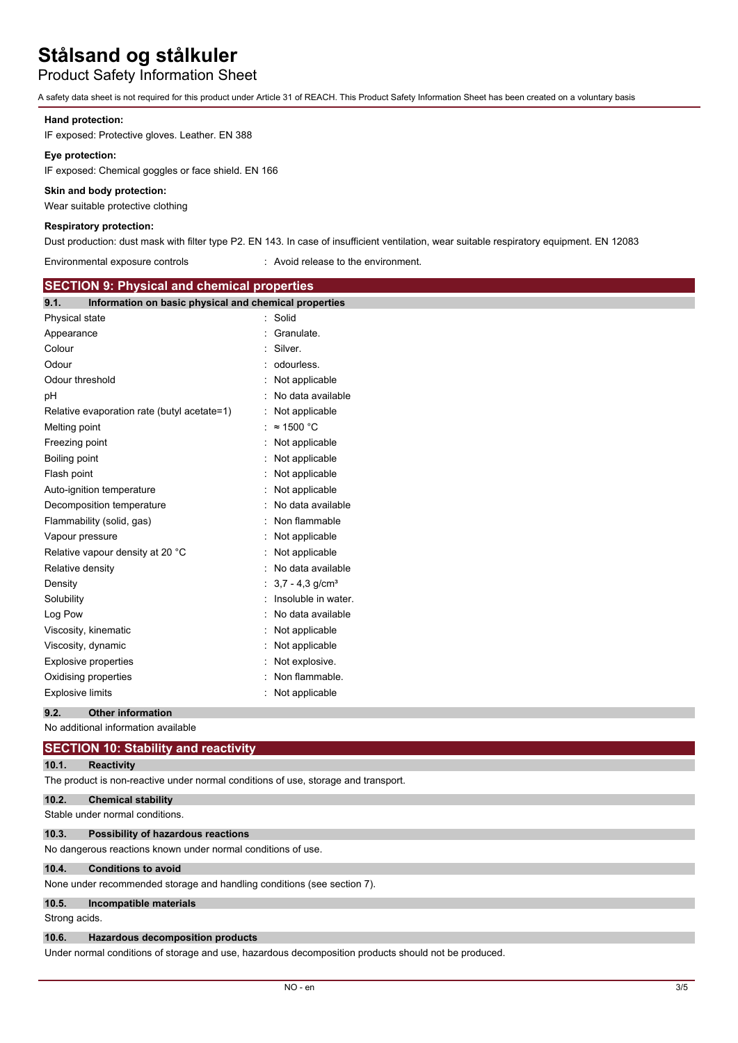**Hand protection:**

IF exposed: Protective gloves. Leather. EN 388

**Eye protection:**

IF exposed: Chemical goggles or face shield. EN 166

**Skin and body protection:**

Wear suitable protective clothing

**Respiratory protection:**

Dust production: dust mask with filter type P2. EN 143. In case of insufficient ventilation, wear suitable respiratory equipment. EN 12083

Environmental exposure controls : Avoid release to the environment.

## SECTION 9: Physical and chemical properties

### 9.1. Information on basic physical and chemical properties

| Property | Value |
|---|---|
| Physical state | Solid |
| Appearance | Granulate. |
| Colour | Silver. |
| Odour | odourless. |
| Odour threshold | Not applicable |
| pH | No data available |
| Relative evaporation rate (butyl acetate=1) | Not applicable |
| Melting point | ≈ 1500 °C |
| Freezing point | Not applicable |
| Boiling point | Not applicable |
| Flash point | Not applicable |
| Auto-ignition temperature | Not applicable |
| Decomposition temperature | No data available |
| Flammability (solid, gas) | Non flammable |
| Vapour pressure | Not applicable |
| Relative vapour density at 20 °C | Not applicable |
| Relative density | No data available |
| Density | 3,7 - 4,3 g/cm³ |
| Solubility | Insoluble in water. |
| Log Pow | No data available |
| Viscosity, kinematic | Not applicable |
| Viscosity, dynamic | Not applicable |
| Explosive properties | Not explosive. |
| Oxidising properties | Non flammable. |
| Explosive limits | Not applicable |

### 9.2. Other information

No additional information available

## SECTION 10: Stability and reactivity

### 10.1. Reactivity

The product is non-reactive under normal conditions of use, storage and transport.

### 10.2. Chemical stability

Stable under normal conditions.

### 10.3. Possibility of hazardous reactions

No dangerous reactions known under normal conditions of use.

### 10.4. Conditions to avoid

None under recommended storage and handling conditions (see section 7).

### 10.5. Incompatible materials

Strong acids.

### 10.6. Hazardous decomposition products

Under normal conditions of storage and use, hazardous decomposition products should not be produced.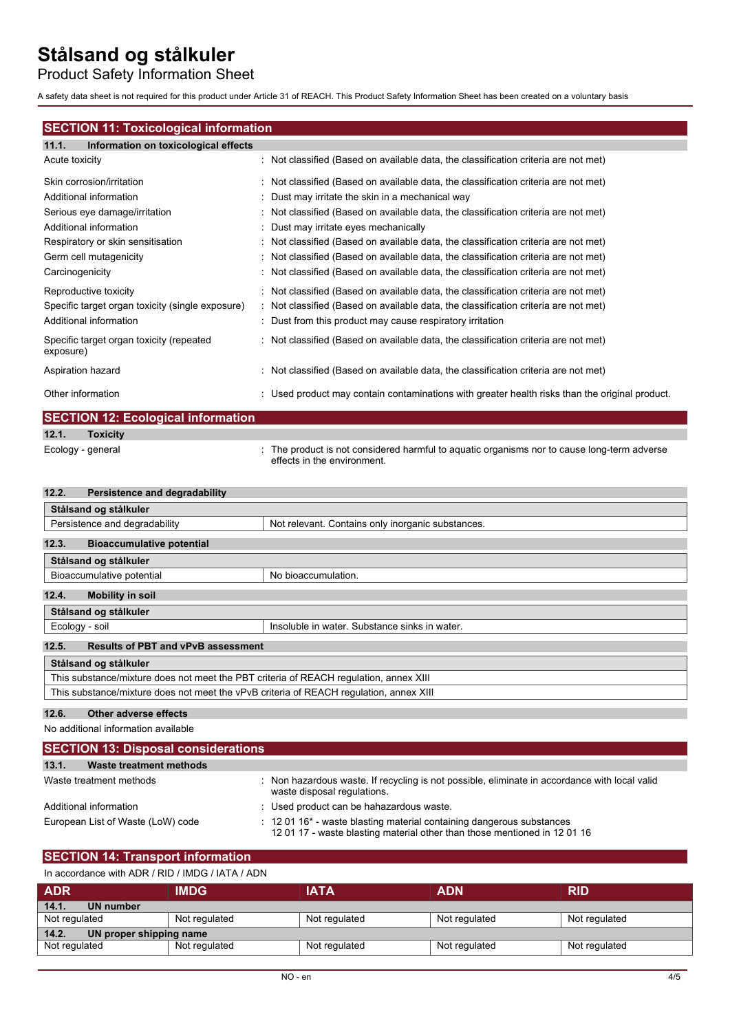## SECTION 11: Toxicological information

### 11.1. Information on toxicological effects

| | |
|---|---|
| Acute toxicity | : Not classified (Based on available data, the classification criteria are not met) |
| Skin corrosion/irritation | : Not classified (Based on available data, the classification criteria are not met) |
| Additional information | : Dust may irritate the skin in a mechanical way |
| Serious eye damage/irritation | : Not classified (Based on available data, the classification criteria are not met) |
| Additional information | : Dust may irritate eyes mechanically |
| Respiratory or skin sensitisation | : Not classified (Based on available data, the classification criteria are not met) |
| Germ cell mutagenicity | : Not classified (Based on available data, the classification criteria are not met) |
| Carcinogenicity | : Not classified (Based on available data, the classification criteria are not met) |
| Reproductive toxicity | : Not classified (Based on available data, the classification criteria are not met) |
| Specific target organ toxicity (single exposure) | : Not classified (Based on available data, the classification criteria are not met) |
| Additional information | : Dust from this product may cause respiratory irritation |
| Specific target organ toxicity (repeated exposure) | : Not classified (Based on available data, the classification criteria are not met) |
| Aspiration hazard | : Not classified (Based on available data, the classification criteria are not met) |
| Other information | : Used product may contain contaminations with greater health risks than the original product. |

## SECTION 12: Ecological information

### 12.1. Toxicity

| | |
|---|---|
| Ecology - general | : The product is not considered harmful to aquatic organisms nor to cause long-term adverse effects in the environment. |

### 12.2. Persistence and degradability

| Stålsand og stålkuler | |
|---|---|
| Persistence and degradability | Not relevant. Contains only inorganic substances. |

### 12.3. Bioaccumulative potential

| Stålsand og stålkuler | |
|---|---|
| Bioaccumulative potential | No bioaccumulation. |

### 12.4. Mobility in soil

| Stålsand og stålkuler | |
|---|---|
| Ecology - soil | Insoluble in water. Substance sinks in water. |

### 12.5. Results of PBT and vPvB assessment

| Stålsand og stålkuler |
|---|
| This substance/mixture does not meet the PBT criteria of REACH regulation, annex XIII |
| This substance/mixture does not meet the vPvB criteria of REACH regulation, annex XIII |

### 12.6. Other adverse effects

No additional information available

## SECTION 13: Disposal considerations

### 13.1. Waste treatment methods

| | |
|---|---|
| Waste treatment methods | : Non hazardous waste. If recycling is not possible, eliminate in accordance with local valid waste disposal regulations. |
| Additional information | : Used product can be hahazardous waste. |
| European List of Waste (LoW) code | : 12 01 16* - waste blasting material containing dangerous substances<br>12 01 17 - waste blasting material other than those mentioned in 12 01 16 |

## SECTION 14: Transport information

In accordance with ADR / RID / IMDG / IATA / ADN

| ADR | IMDG | IATA | ADN | RID |
|---|---|---|---|---|
| **14.1. UN number** | | | | |
| Not regulated | Not regulated | Not regulated | Not regulated | Not regulated |
| **14.2. UN proper shipping name** | | | | |
| Not regulated | Not regulated | Not regulated | Not regulated | Not regulated |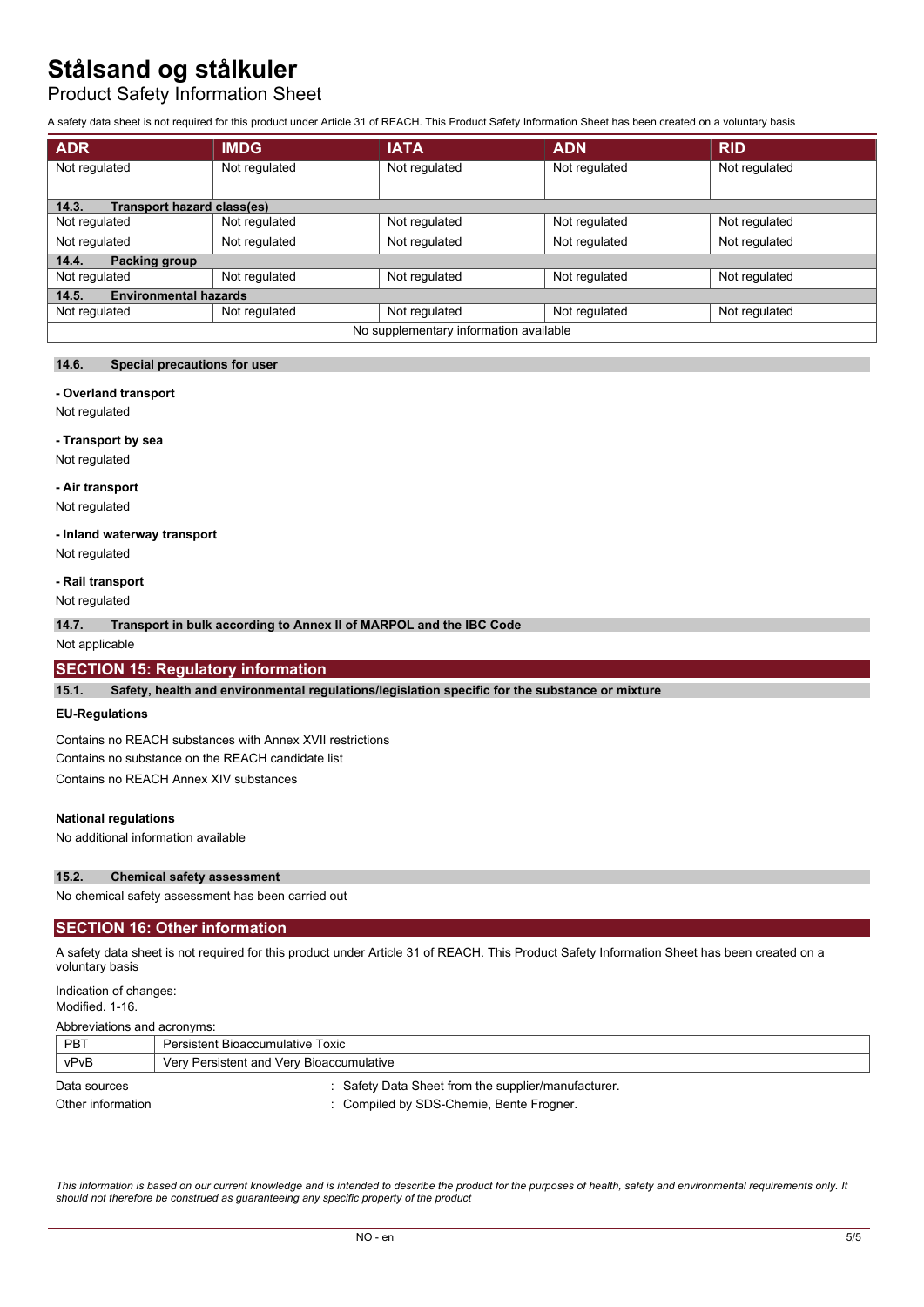# Stålsand og stålkuler

## Product Safety Information Sheet

A safety data sheet is not required for this product under Article 31 of REACH. This Product Safety Information Sheet has been created on a voluntary basis

| ADR | IMDG | IATA | ADN | RID |
|---|---|---|---|---|
| Not regulated | Not regulated | Not regulated | Not regulated | Not regulated |
| **14.3. Transport hazard class(es)** | | | | |
| Not regulated | Not regulated | Not regulated | Not regulated | Not regulated |
| Not regulated | Not regulated | Not regulated | Not regulated | Not regulated |
| **14.4. Packing group** | | | | |
| Not regulated | Not regulated | Not regulated | Not regulated | Not regulated |
| **14.5. Environmental hazards** | | | | |
| Not regulated | Not regulated | Not regulated | Not regulated | Not regulated |
| No supplementary information available | | | | |

### 14.6. Special precautions for user

**- Overland transport**

Not regulated

**- Transport by sea**

Not regulated

**- Air transport**

Not regulated

**- Inland waterway transport**

Not regulated

**- Rail transport**

Not regulated

### 14.7. Transport in bulk according to Annex II of MARPOL and the IBC Code

Not applicable

## SECTION 15: Regulatory information

### 15.1. Safety, health and environmental regulations/legislation specific for the substance or mixture

**EU-Regulations**

Contains no REACH substances with Annex XVII restrictions

Contains no substance on the REACH candidate list

Contains no REACH Annex XIV substances

**National regulations**

No additional information available

### 15.2. Chemical safety assessment

No chemical safety assessment has been carried out

## SECTION 16: Other information

A safety data sheet is not required for this product under Article 31 of REACH. This Product Safety Information Sheet has been created on a voluntary basis

Indication of changes:

Modified. 1-16.

Abbreviations and acronyms:

| | |
|---|---|
| PBT | Persistent Bioaccumulative Toxic |
| vPvB | Very Persistent and Very Bioaccumulative |

Data sources : Safety Data Sheet from the supplier/manufacturer.

Other information : Compiled by SDS-Chemie, Bente Frogner.

*This information is based on our current knowledge and is intended to describe the product for the purposes of health, safety and environmental requirements only. It should not therefore be construed as guaranteeing any specific property of the product*